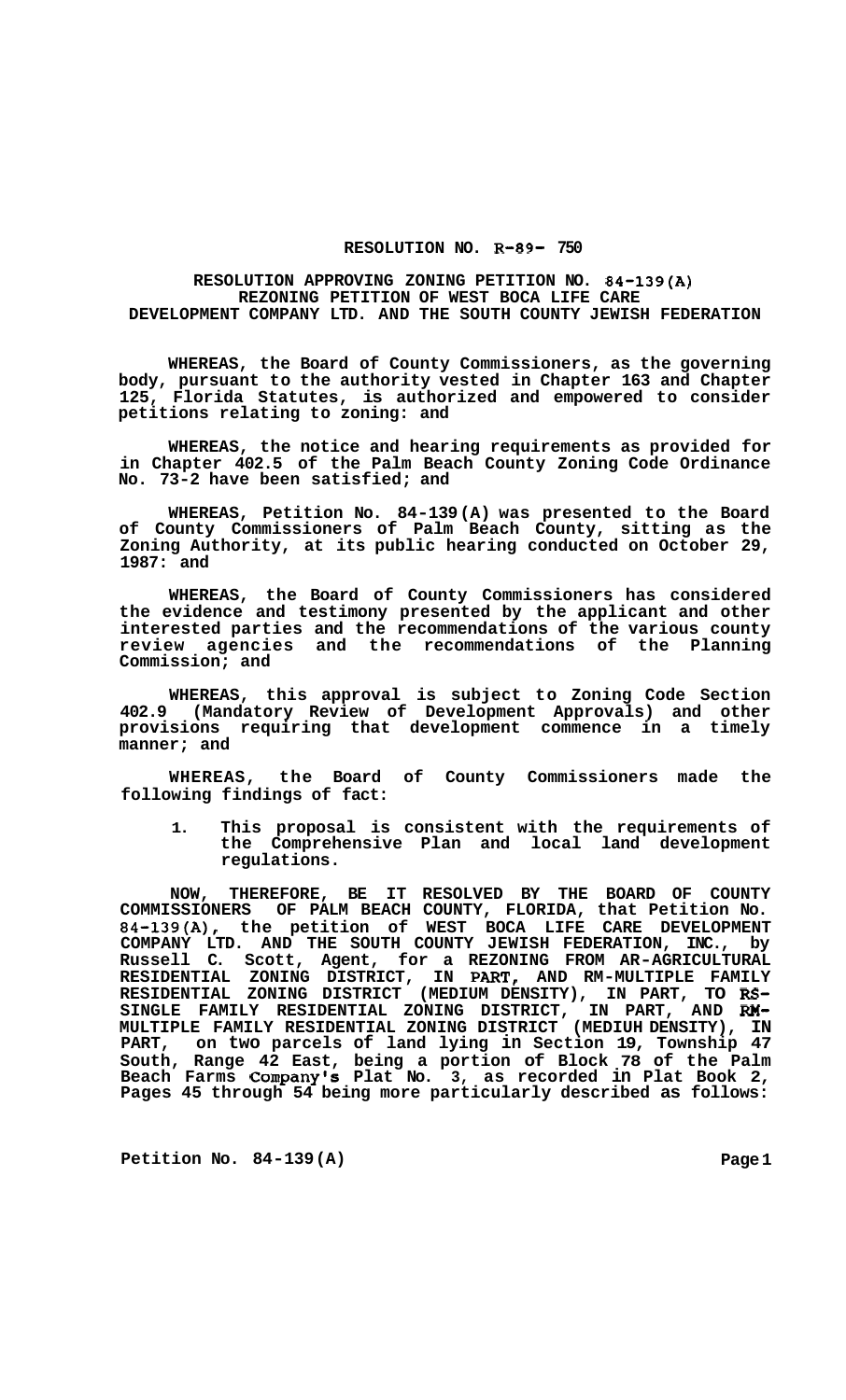**RESOLUTION NO. R-89- 750**

**RESOLUTION APPROVING ZONING PETITION NO. 84-139(A) REZONING PETITION OF WEST BOCA LIFE CARE DEVELOPMENT COMPANY LTD. AND THE SOUTH COUNTY JEWISH FEDERATION**

**WHEREAS, the Board of County Commissioners, as the governing body, pursuant to the authority vested in Chapter 163 and Chapter 125, Florida Statutes, is authorized and empowered to consider petitions relating to zoning: and**

**WHEREAS, the notice and hearing requirements as provided for in Chapter 402.5 of the Palm Beach County Zoning Code Ordinance No. 73-2 have been satisfied; and**

**WHEREAS, Petition No. 84-139(A) was presented to the Board of County Commissioners of Palm Beach County, sitting as the Zoning Authority, at its public hearing conducted on October 29, 1987: and**

**WHEREAS, the Board of County Commissioners has considered the evidence and testimony presented by the applicant and other interested parties and the recommendations of the various county review agencies and the recommendations of the Planning Commission; and**

**WHEREAS, this approval is subject to Zoning Code Section 402.9 (Mandatory Review of Development Approvals) and other provisions requiring that development commence in a timely manner; and**

**WHEREAS, the Board of County Commissioners made the following findings of fact:**

1. **This proposal is consistent with the requirements of the Comprehensive Plan and local land development regulations.**

**NOW, THEREFORE, BE IT RESOLVED BY THE BOARD OF COUNTY COMMISSIONERS OF PALM BEACH COUNTY, FLORIDA, that Petition No. 84-139(A), the petition of WEST BOCA LIFE CARE DEVELOPMENT COMPANY LTD. AND THE SOUTH COUNTY JEWISH FEDERATION, INC., by Russell C. Scott, Agent, for a REZONING FROM AR-AGRICULTURAL RESIDENTIAL ZONING DISTRICT, IN PART, AND RM-MULTIPLE FAMILY RESIDENTIAL ZONING DISTRICT (MEDIUM DENSITY), IN PART, TO RS-SINGLE FAMILY RESIDENTIAL ZONING DISTRICT, IN PART, AND RM-MULTIPLE FAMILY RESIDENTIAL ZONING DISTRICT (MEDIUH DENSITY), IN PART, on two parcels of land lying in Section 19, Township 47 South, Range 42 East, being a portion of Block 78 of the Palm Beach Farms Company's Plat No. 3, as recorded in Plat Book 2, Pages 45 through 54 being more particularly described as follows:**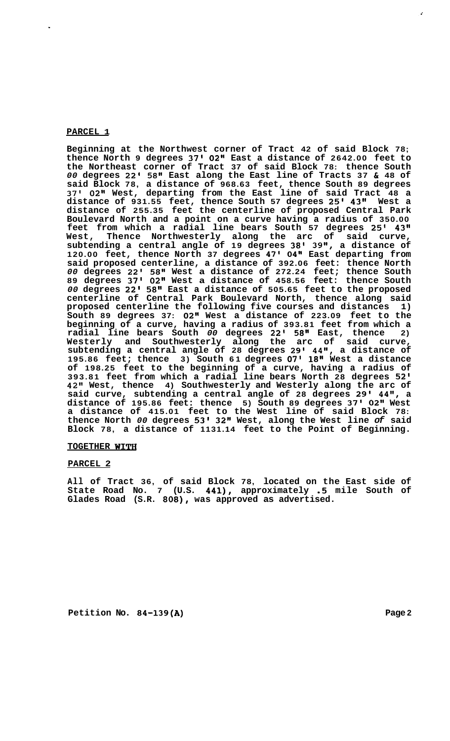## PARCEL 1

**Beginning at the Northwest corner of Tract 42 of said Block 78; thence North 9 degrees 37' 02" East a distance of 2642.00 feet to the Northeast corner of Tract 37 of said Block 78: thence South *00* degrees 22' 58" East along the East line of Tracts 37 & 48 of said Block 78, a distance of 968.63 feet, thence South 89 degrees 37' 02" West, departing from the East line of said Tract 48 a distance of 931.55 feet, thence South 57 degrees 25' 43" West a distance of 255.35 feet the centerline of proposed Central Park Boulevard North and a point on a curve having a radius of 350.00 feet from which a radial line bears South 57 degrees 25' 43" West, Thence Northwesterly along the arc of said curve, subtending a central angle of 19 degrees 38' 39", a distance of 120.00 feet, thence North 37 degrees 47' 04" East departing from said proposed centerline, a distance of 392.06 feet: thence North *00* degrees 22' 58" West a distance of 272.24 feet; thence South 89 degrees 37' 02" West a distance of 458.56 feet: thence South *00* degrees 22' 58" East a distance of 505.65 feet to the proposed centerline of Central Park Boulevard North, thence along said proposed centerline the following five courses and distances 1) South 89 degrees 37: 02" West a distance of 223.09 feet to the beginning of a curve, having a radius of 393.81 feet from which a radial line bears South *00* degrees 22' 58" East, thence 2) Westerly and Southwesterly along the arc of said curve, subtending a central angle of 28 degrees 29' 44", a distance of 195.86 feet; thence 3) South 61 degrees 07' 18" West a distance of 198.25 feet to the beginning of a curve, having a radius of 393.81 feet from which a radial line bears North 28 degrees 52' 42" West, thence 4) Southwesterly and Westerly along the arc of said curve, subtending a central angle of 28 degrees 29' 44", a distance of 195.86 feet: thence 5) South 89 degrees 37' 02" West a distance of 415.01 feet to the West line of said Block 78: thence North *00* degrees 53' 32" West, along the West line *of* said Block 78, a distance of 1131.14 feet to the Point of Beginning.**

**TOGETHER WITH**

## PARCEL 2

**All of Tract 36, of said Block 78, located on the East side of State Road No. 7 (U.S. 441), approximately .5 mile South of Glades Road (S.R. 808), was approved as advertised.**

**Petition No. 84-139(A)**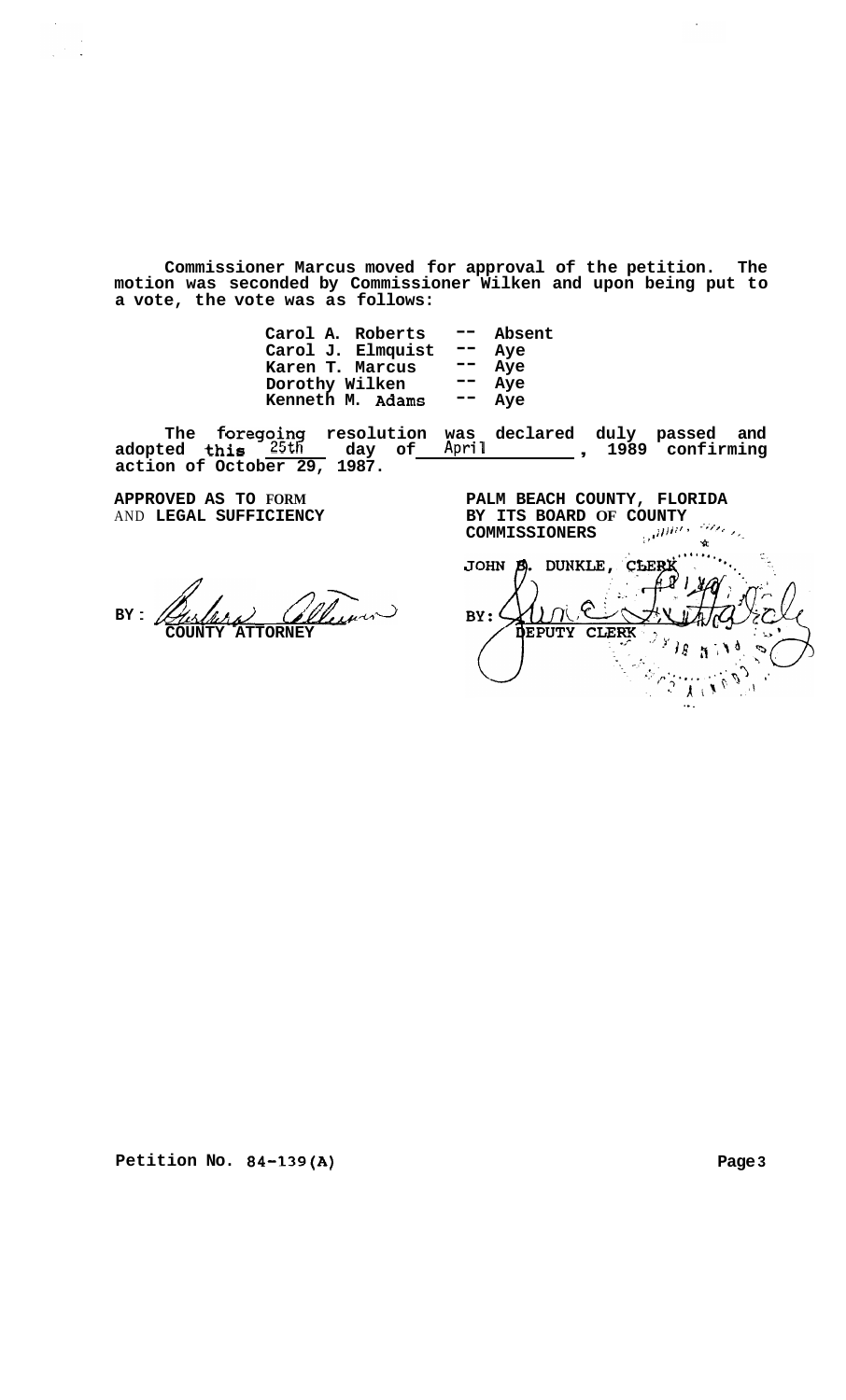Commissioner Marcus moved for approval of the petition. The motion was seconded by Commissioner Wilken and upon being put to a vote, the vote was as follows:

| | | |
|---|---|---|
| Carol A. Roberts | -- | Absent |
| Carol J. Elmquist | -- | Aye |
| Karen T. Marcus | -- | Aye |
| Dorothy Wilken | -- | Aye |
| Kenneth M. Adams | -- | Aye |

The foregoing resolution was declared duly passed and adopted this 25th day of April, 1989 confirming action of October 29, 1987.

APPROVED AS TO FORM AND LEGAL SUFFICIENCY

BY: COUNTY ATTORNEY

PALM BEACH COUNTY, FLORIDA BY ITS BOARD OF COUNTY COMMISSIONERS

JOHN B. DUNKLE, CLERK

BY: DEPUTY CLERK

Petition No. 84-139(A)